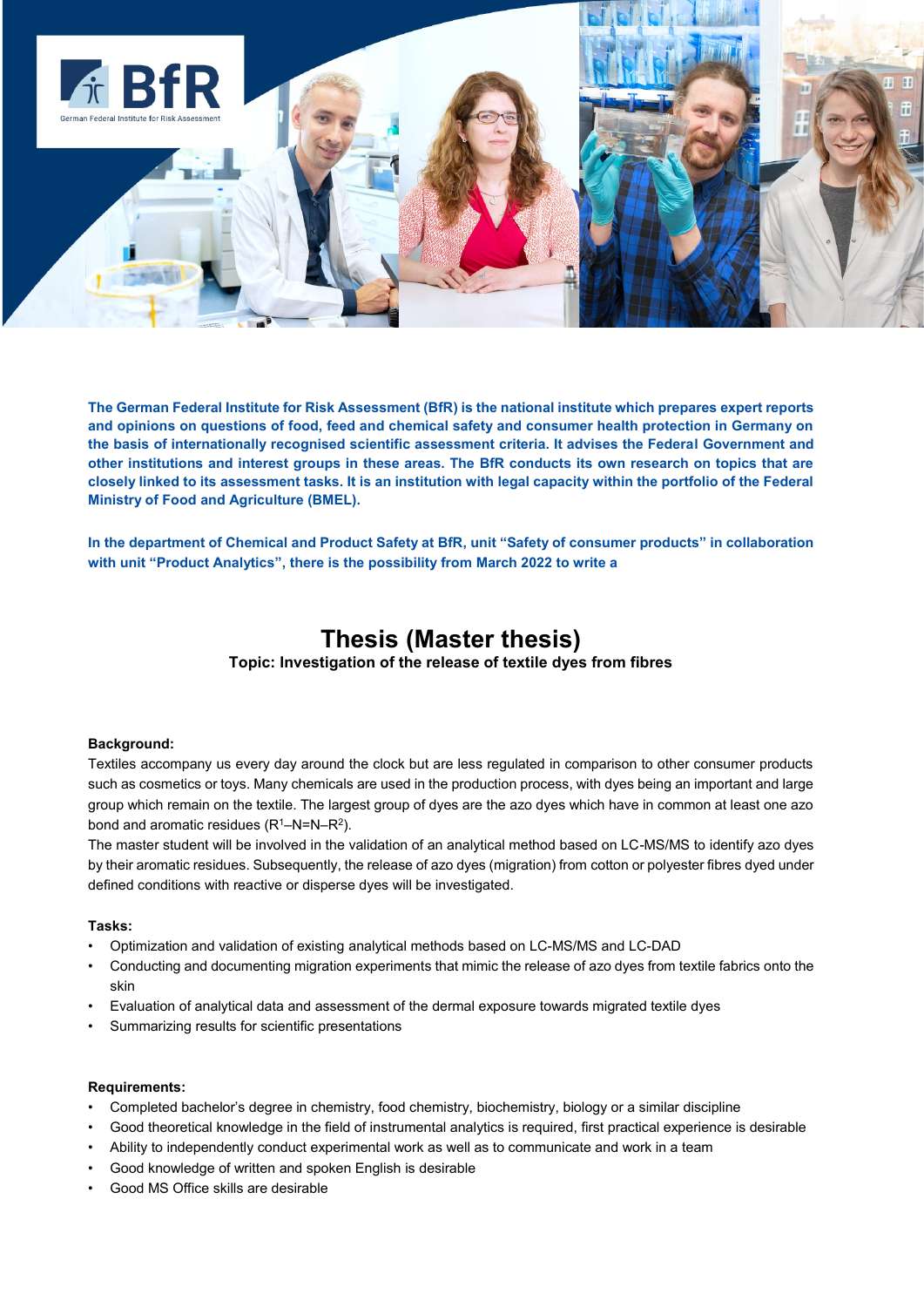The German Federal Institute for Risk Assessment (BfR) is the national institute which prepares expert reports and opinions on questions of food, feed and chemical safety and consumer health protection in Germany on the basis of internationally recognised scientific assessment criteria. It advises the Federal Government and other institutions and interest groups in these areas. The BfR conducts its own research on topics that are closely linked to its assessment tasks. It is an institution with legal capacity within the portfolio of the Federal Ministry of Food and Agriculture (BMEL).

In the department of Chemical and Product Safety at BfR, unit "Safety of consumer products" in collaboration with unit "Product Analytics", there is the possibility from March 2022 to write a

# Thesis (Master thesis)

**Topic: Investigation of the release of textile dyes from fibres**

**Background:**

Textiles accompany us every day around the clock but are less regulated in comparison to other consumer products such as cosmetics or toys. Many chemicals are used in the production process, with dyes being an important and large group which remain on the textile. The largest group of dyes are the azo dyes which have in common at least one azo bond and aromatic residues ($R^1$–N=N–$R^2$).

The master student will be involved in the validation of an analytical method based on LC-MS/MS to identify azo dyes by their aromatic residues. Subsequently, the release of azo dyes (migration) from cotton or polyester fibres dyed under defined conditions with reactive or disperse dyes will be investigated.

**Tasks:**

- Optimization and validation of existing analytical methods based on LC-MS/MS and LC-DAD
- Conducting and documenting migration experiments that mimic the release of azo dyes from textile fabrics onto the skin
- Evaluation of analytical data and assessment of the dermal exposure towards migrated textile dyes
- Summarizing results for scientific presentations

**Requirements:**

- Completed bachelor's degree in chemistry, food chemistry, biochemistry, biology or a similar discipline
- Good theoretical knowledge in the field of instrumental analytics is required, first practical experience is desirable
- Ability to independently conduct experimental work as well as to communicate and work in a team
- Good knowledge of written and spoken English is desirable
- Good MS Office skills are desirable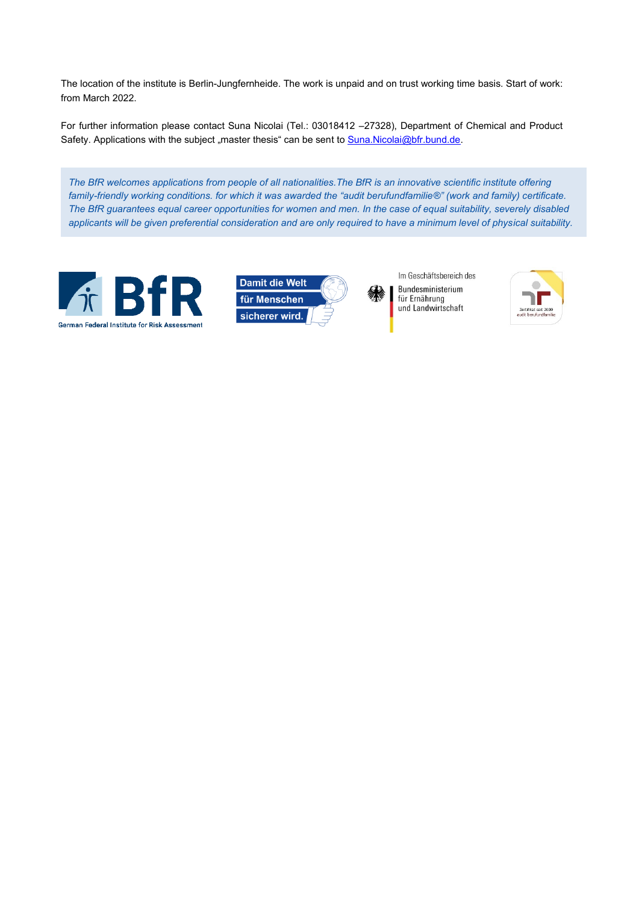The location of the institute is Berlin-Jungfernheide. The work is unpaid and on trust working time basis. Start of work: from March 2022.

For further information please contact Suna Nicolai (Tel.: 03018412 –27328), Department of Chemical and Product Safety. Applications with the subject „master thesis“ can be sent to Suna.Nicolai@bfr.bund.de.

*The BfR welcomes applications from people of all nationalities.The BfR is an innovative scientific institute offering family-friendly working conditions. for which it was awarded the “audit berufundfamilie®” (work and family) certificate. The BfR guarantees equal career opportunities for women and men. In the case of equal suitability, severely disabled applicants will be given preferential consideration and are only required to have a minimum level of physical suitability.*

BfR German Federal Institute for Risk Assessment

Damit die Welt für Menschen sicherer wird.

Im Geschäftsbereich des Bundesministerium für Ernährung und Landwirtschaft

Zertifikat seit 2009 audit berufundfamilie